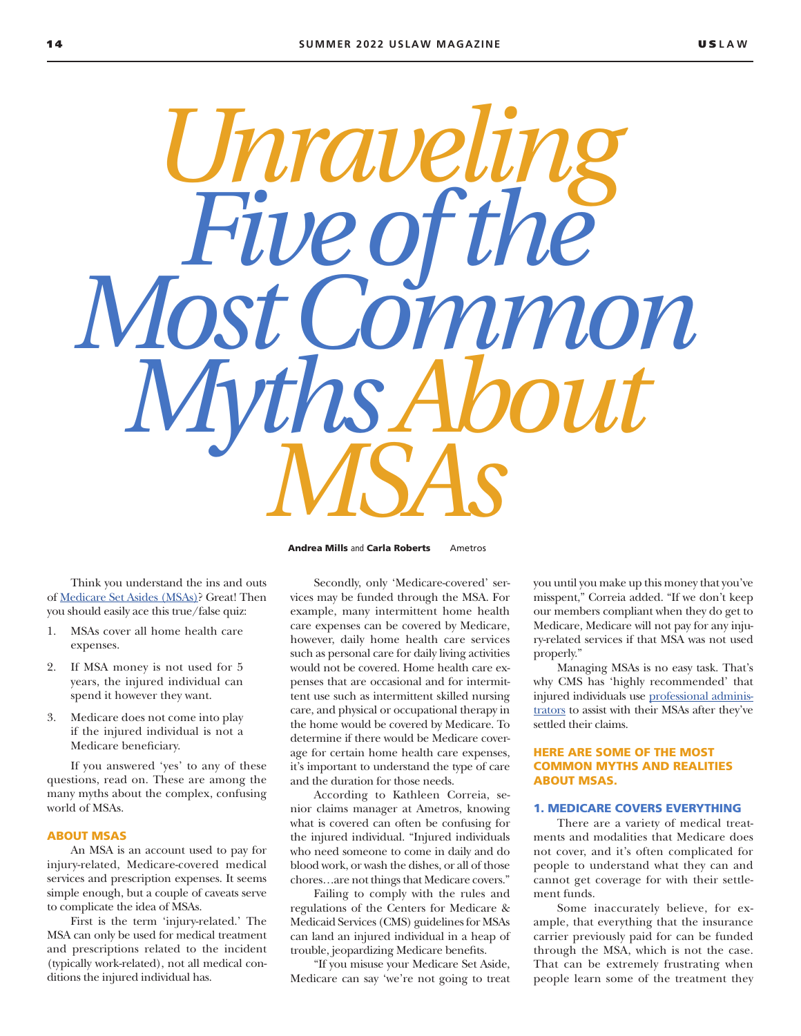# Unraveling Five of the Most Common Myths About MSAs

**Andrea Mills** and **Carla Roberts** Ametros

Think you understand the ins and outs of Medicare Set Asides (MSAs)? Great! Then you should easily ace this true/false quiz:

1. MSAs cover all home health care expenses.
2. If MSA money is not used for 5 years, the injured individual can spend it however they want.
3. Medicare does not come into play if the injured individual is not a Medicare beneficiary.

If you answered 'yes' to any of these questions, read on. These are among the many myths about the complex, confusing world of MSAs.

## ABOUT MSAS

An MSA is an account used to pay for injury-related, Medicare-covered medical services and prescription expenses. It seems simple enough, but a couple of caveats serve to complicate the idea of MSAs.

First is the term 'injury-related.' The MSA can only be used for medical treatment and prescriptions related to the incident (typically work-related), not all medical conditions the injured individual has.

Secondly, only 'Medicare-covered' services may be funded through the MSA. For example, many intermittent home health care expenses can be covered by Medicare, however, daily home health care services such as personal care for daily living activities would not be covered. Home health care expenses that are occasional and for intermittent use such as intermittent skilled nursing care, and physical or occupational therapy in the home would be covered by Medicare. To determine if there would be Medicare coverage for certain home health care expenses, it's important to understand the type of care and the duration for those needs.

According to Kathleen Correia, senior claims manager at Ametros, knowing what is covered can often be confusing for the injured individual. "Injured individuals who need someone to come in daily and do blood work, or wash the dishes, or all of those chores…are not things that Medicare covers."

Failing to comply with the rules and regulations of the Centers for Medicare & Medicaid Services (CMS) guidelines for MSAs can land an injured individual in a heap of trouble, jeopardizing Medicare benefits.

"If you misuse your Medicare Set Aside, Medicare can say 'we're not going to treat you until you make up this money that you've misspent," Correia added. "If we don't keep our members compliant when they do get to Medicare, Medicare will not pay for any injury-related services if that MSA was not used properly."

Managing MSAs is no easy task. That's why CMS has 'highly recommended' that injured individuals use professional administrators to assist with their MSAs after they've settled their claims.

## HERE ARE SOME OF THE MOST COMMON MYTHS AND REALITIES ABOUT MSAS.

### 1. MEDICARE COVERS EVERYTHING

There are a variety of medical treatments and modalities that Medicare does not cover, and it's often complicated for people to understand what they can and cannot get coverage for with their settlement funds.

Some inaccurately believe, for example, that everything that the insurance carrier previously paid for can be funded through the MSA, which is not the case. That can be extremely frustrating when people learn some of the treatment they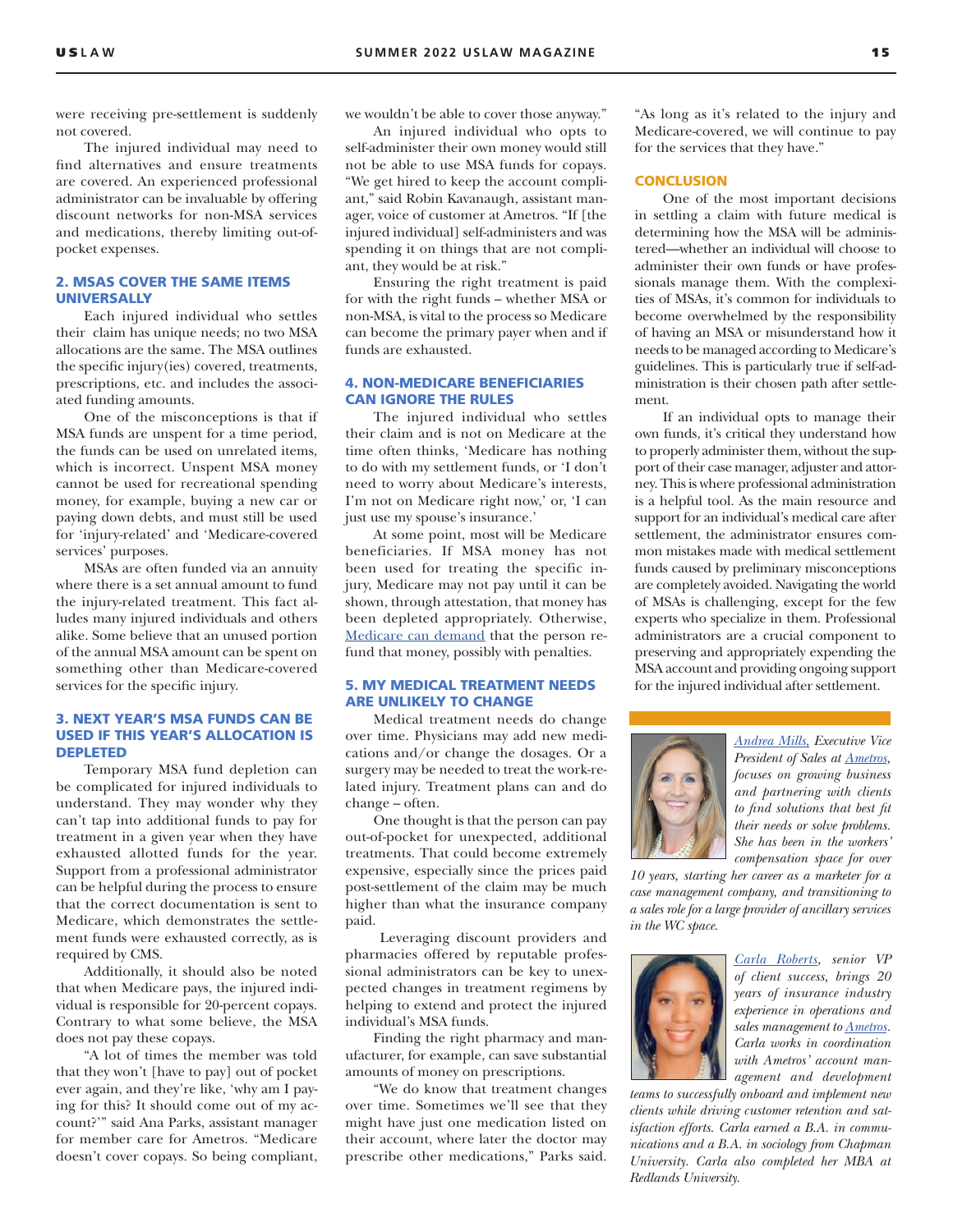were receiving pre-settlement is suddenly not covered.

The injured individual may need to find alternatives and ensure treatments are covered. An experienced professional administrator can be invaluable by offering discount networks for non-MSA services and medications, thereby limiting out-of-pocket expenses.

## 2. MSAS COVER THE SAME ITEMS UNIVERSALLY

Each injured individual who settles their claim has unique needs; no two MSA allocations are the same. The MSA outlines the specific injury(ies) covered, treatments, prescriptions, etc. and includes the associated funding amounts.

One of the misconceptions is that if MSA funds are unspent for a time period, the funds can be used on unrelated items, which is incorrect. Unspent MSA money cannot be used for recreational spending money, for example, buying a new car or paying down debts, and must still be used for 'injury-related' and 'Medicare-covered services' purposes.

MSAs are often funded via an annuity where there is a set annual amount to fund the injury-related treatment. This fact alludes many injured individuals and others alike. Some believe that an unused portion of the annual MSA amount can be spent on something other than Medicare-covered services for the specific injury.

## 3. NEXT YEAR'S MSA FUNDS CAN BE USED IF THIS YEAR'S ALLOCATION IS DEPLETED

Temporary MSA fund depletion can be complicated for injured individuals to understand. They may wonder why they can't tap into additional funds to pay for treatment in a given year when they have exhausted allotted funds for the year. Support from a professional administrator can be helpful during the process to ensure that the correct documentation is sent to Medicare, which demonstrates the settlement funds were exhausted correctly, as is required by CMS.

Additionally, it should also be noted that when Medicare pays, the injured individual is responsible for 20-percent copays. Contrary to what some believe, the MSA does not pay these copays.

"A lot of times the member was told that they won't [have to pay] out of pocket ever again, and they're like, 'why am I paying for this? It should come out of my account?'" said Ana Parks, assistant manager for member care for Ametros. "Medicare doesn't cover copays. So being compliant, we wouldn't be able to cover those anyway."

An injured individual who opts to self-administer their own money would still not be able to use MSA funds for copays. "We get hired to keep the account compliant," said Robin Kavanaugh, assistant manager, voice of customer at Ametros. "If [the injured individual] self-administers and was spending it on things that are not compliant, they would be at risk."

Ensuring the right treatment is paid for with the right funds – whether MSA or non-MSA, is vital to the process so Medicare can become the primary payer when and if funds are exhausted.

## 4. NON-MEDICARE BENEFICIARIES CAN IGNORE THE RULES

The injured individual who settles their claim and is not on Medicare at the time often thinks, 'Medicare has nothing to do with my settlement funds, or 'I don't need to worry about Medicare's interests, I'm not on Medicare right now,' or, 'I can just use my spouse's insurance.'

At some point, most will be Medicare beneficiaries. If MSA money has not been used for treating the specific injury, Medicare may not pay until it can be shown, through attestation, that money has been depleted appropriately. Otherwise, Medicare can demand that the person refund that money, possibly with penalties.

## 5. MY MEDICAL TREATMENT NEEDS ARE UNLIKELY TO CHANGE

Medical treatment needs do change over time. Physicians may add new medications and/or change the dosages. Or a surgery may be needed to treat the work-related injury. Treatment plans can and do change – often.

One thought is that the person can pay out-of-pocket for unexpected, additional treatments. That could become extremely expensive, especially since the prices paid post-settlement of the claim may be much higher than what the insurance company paid.

Leveraging discount providers and pharmacies offered by reputable professional administrators can be key to unexpected changes in treatment regimens by helping to extend and protect the injured individual's MSA funds.

Finding the right pharmacy and manufacturer, for example, can save substantial amounts of money on prescriptions.

"We do know that treatment changes over time. Sometimes we'll see that they might have just one medication listed on their account, where later the doctor may prescribe other medications," Parks said. "As long as it's related to the injury and Medicare-covered, we will continue to pay for the services that they have."

## CONCLUSION

One of the most important decisions in settling a claim with future medical is determining how the MSA will be administered—whether an individual will choose to administer their own funds or have professionals manage them. With the complexities of MSAs, it's common for individuals to become overwhelmed by the responsibility of having an MSA or misunderstand how it needs to be managed according to Medicare's guidelines. This is particularly true if self-administration is their chosen path after settlement.

If an individual opts to manage their own funds, it's critical they understand how to properly administer them, without the support of their case manager, adjuster and attorney. This is where professional administration is a helpful tool. As the main resource and support for an individual's medical care after settlement, the administrator ensures common mistakes made with medical settlement funds caused by preliminary misconceptions are completely avoided. Navigating the world of MSAs is challenging, except for the few experts who specialize in them. Professional administrators are a crucial component to preserving and appropriately expending the MSA account and providing ongoing support for the injured individual after settlement.

*Andrea Mills, Executive Vice President of Sales at Ametros, focuses on growing business and partnering with clients to find solutions that best fit their needs or solve problems. She has been in the workers' compensation space for over 10 years, starting her career as a marketer for a case management company, and transitioning to a sales role for a large provider of ancillary services in the WC space.*

*Carla Roberts, senior VP of client success, brings 20 years of insurance industry experience in operations and sales management to Ametros. Carla works in coordination with Ametros' account management and development teams to successfully onboard and implement new clients while driving customer retention and satisfaction efforts. Carla earned a B.A. in communications and a B.A. in sociology from Chapman University. Carla also completed her MBA at Redlands University.*